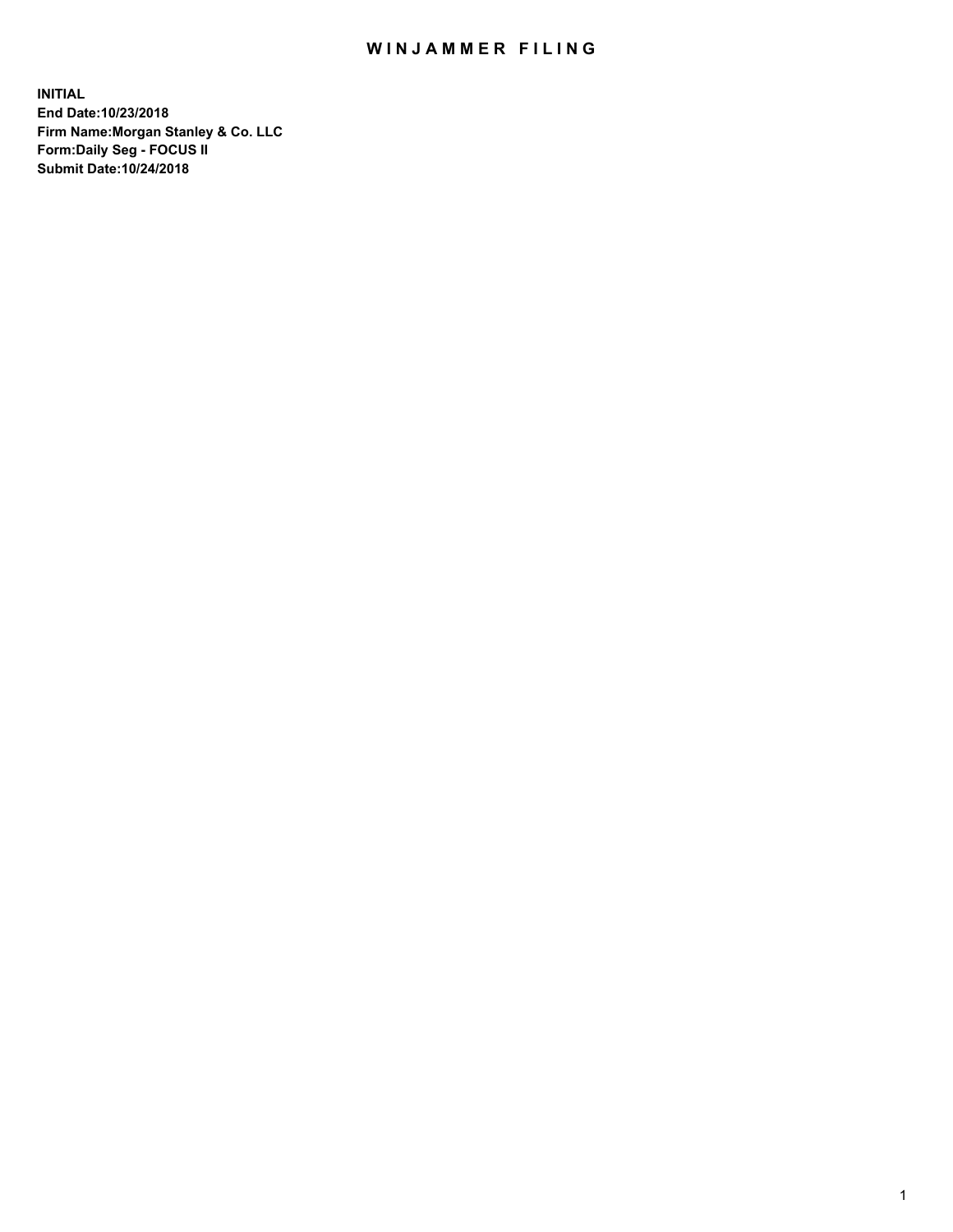# WINJAMMER FILING

**INITIAL**
**End Date:10/23/2018**
**Firm Name:Morgan Stanley & Co. LLC**
**Form:Daily Seg - FOCUS II**
**Submit Date:10/24/2018**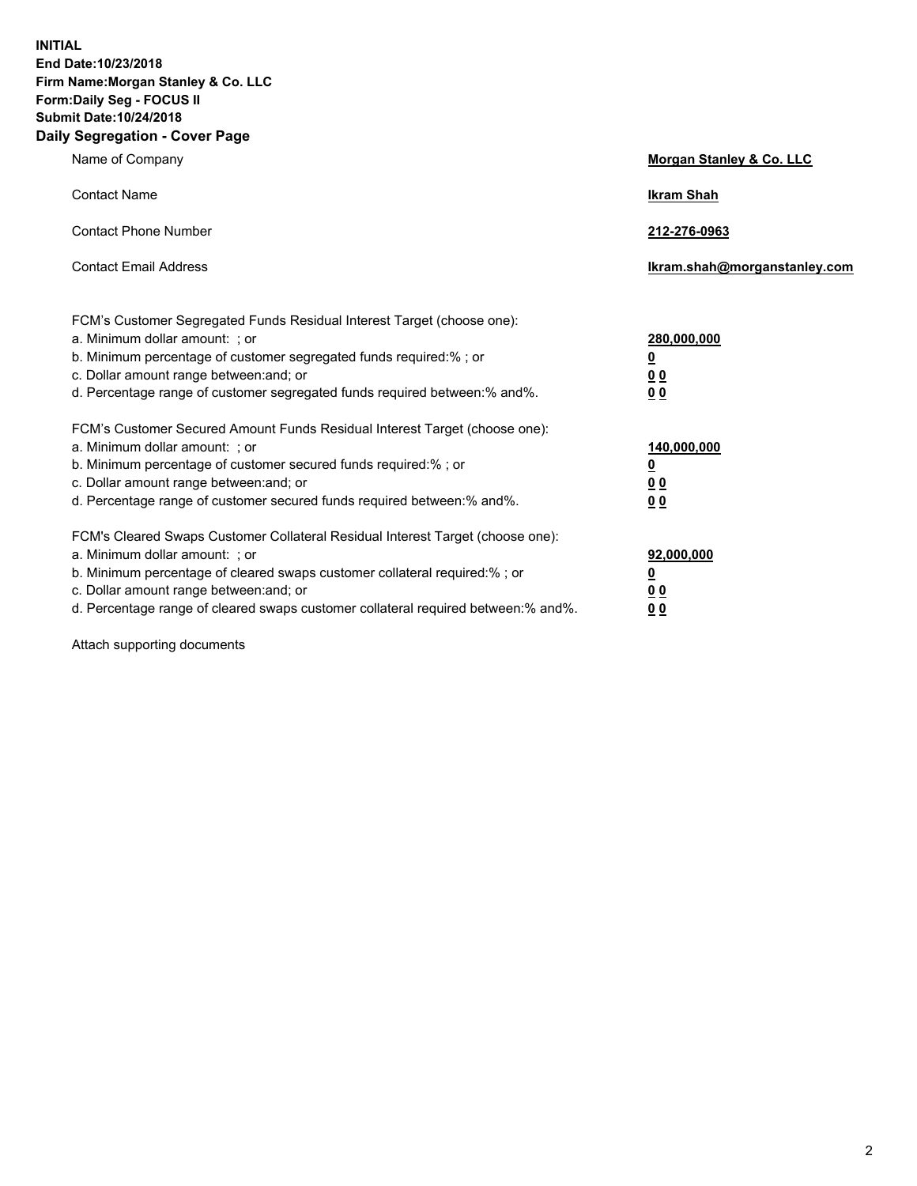**INITIAL**
**End Date:10/23/2018**
**Firm Name:Morgan Stanley & Co. LLC**
**Form:Daily Seg - FOCUS II**
**Submit Date:10/24/2018**

## Daily Segregation - Cover Page

| | |
|---|---|
| Name of Company | **Morgan Stanley & Co. LLC** |
| Contact Name | **Ikram Shah** |
| Contact Phone Number | **212-276-0963** |
| Contact Email Address | **Ikram.shah@morganstanley.com** |

| | |
|---|---|
| FCM's Customer Segregated Funds Residual Interest Target (choose one): | |
| a. Minimum dollar amount: ; or | **280,000,000** |
| b. Minimum percentage of customer segregated funds required:% ; or | **0** |
| c. Dollar amount range between:and; or | **0 0** |
| d. Percentage range of customer segregated funds required between:% and%. | **0 0** |
| FCM's Customer Secured Amount Funds Residual Interest Target (choose one): | |
| a. Minimum dollar amount: ; or | **140,000,000** |
| b. Minimum percentage of customer secured funds required:% ; or | **0** |
| c. Dollar amount range between:and; or | **0 0** |
| d. Percentage range of customer secured funds required between:% and%. | **0 0** |
| FCM's Cleared Swaps Customer Collateral Residual Interest Target (choose one): | |
| a. Minimum dollar amount: ; or | **92,000,000** |
| b. Minimum percentage of cleared swaps customer collateral required:% ; or | **0** |
| c. Dollar amount range between:and; or | **0 0** |
| d. Percentage range of cleared swaps customer collateral required between:% and%. | **0 0** |

Attach supporting documents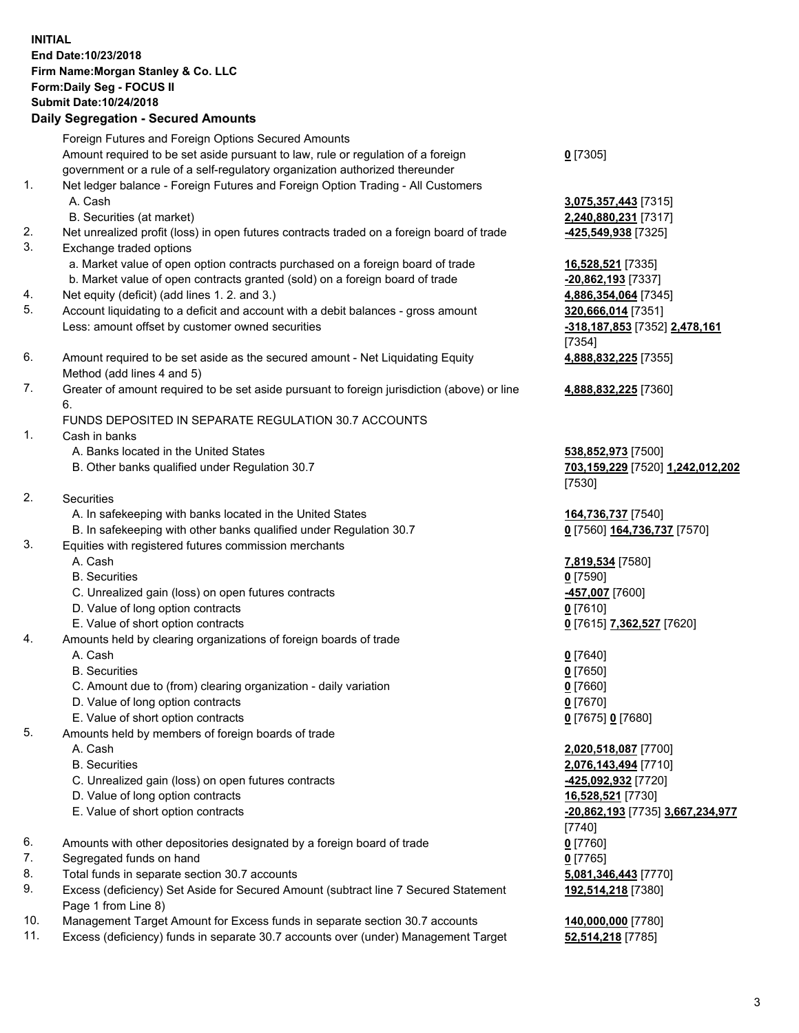**INITIAL**
**End Date:10/23/2018**
**Firm Name:Morgan Stanley & Co. LLC**
**Form:Daily Seg - FOCUS II**
**Submit Date:10/24/2018**

## Daily Segregation - Secured Amounts

| | | |
|---|---|---|
| | Foreign Futures and Foreign Options Secured Amounts | |
| | Amount required to be set aside pursuant to law, rule or regulation of a foreign government or a rule of a self-regulatory organization authorized thereunder | **0** [7305] |
| 1. | Net ledger balance - Foreign Futures and Foreign Option Trading - All Customers | |
| | A. Cash | **3,075,357,443** [7315] |
| | B. Securities (at market) | **2,240,880,231** [7317] |
| 2. | Net unrealized profit (loss) in open futures contracts traded on a foreign board of trade | **-425,549,938** [7325] |
| 3. | Exchange traded options | |
| | a. Market value of open option contracts purchased on a foreign board of trade | **16,528,521** [7335] |
| | b. Market value of open contracts granted (sold) on a foreign board of trade | **-20,862,193** [7337] |
| 4. | Net equity (deficit) (add lines 1. 2. and 3.) | **4,886,354,064** [7345] |
| 5. | Account liquidating to a deficit and account with a debit balances - gross amount | **320,666,014** [7351] |
| | Less: amount offset by customer owned securities | **-318,187,853** [7352] **2,478,161** [7354] |
| 6. | Amount required to be set aside as the secured amount - Net Liquidating Equity Method (add lines 4 and 5) | **4,888,832,225** [7355] |
| 7. | Greater of amount required to be set aside pursuant to foreign jurisdiction (above) or line 6. | **4,888,832,225** [7360] |
| | FUNDS DEPOSITED IN SEPARATE REGULATION 30.7 ACCOUNTS | |
| 1. | Cash in banks | |
| | A. Banks located in the United States | **538,852,973** [7500] |
| | B. Other banks qualified under Regulation 30.7 | **703,159,229** [7520] **1,242,012,202** [7530] |
| 2. | Securities | |
| | A. In safekeeping with banks located in the United States | **164,736,737** [7540] |
| | B. In safekeeping with other banks qualified under Regulation 30.7 | **0** [7560] **164,736,737** [7570] |
| 3. | Equities with registered futures commission merchants | |
| | A. Cash | **7,819,534** [7580] |
| | B. Securities | **0** [7590] |
| | C. Unrealized gain (loss) on open futures contracts | **-457,007** [7600] |
| | D. Value of long option contracts | **0** [7610] |
| | E. Value of short option contracts | **0** [7615] **7,362,527** [7620] |
| 4. | Amounts held by clearing organizations of foreign boards of trade | |
| | A. Cash | **0** [7640] |
| | B. Securities | **0** [7650] |
| | C. Amount due to (from) clearing organization - daily variation | **0** [7660] |
| | D. Value of long option contracts | **0** [7670] |
| | E. Value of short option contracts | **0** [7675] **0** [7680] |
| 5. | Amounts held by members of foreign boards of trade | |
| | A. Cash | **2,020,518,087** [7700] |
| | B. Securities | **2,076,143,494** [7710] |
| | C. Unrealized gain (loss) on open futures contracts | **-425,092,932** [7720] |
| | D. Value of long option contracts | **16,528,521** [7730] |
| | E. Value of short option contracts | **-20,862,193** [7735] **3,667,234,977** [7740] |
| 6. | Amounts with other depositories designated by a foreign board of trade | **0** [7760] |
| 7. | Segregated funds on hand | **0** [7765] |
| 8. | Total funds in separate section 30.7 accounts | **5,081,346,443** [7770] |
| 9. | Excess (deficiency) Set Aside for Secured Amount (subtract line 7 Secured Statement Page 1 from Line 8) | **192,514,218** [7380] |
| 10. | Management Target Amount for Excess funds in separate section 30.7 accounts | **140,000,000** [7780] |
| 11. | Excess (deficiency) funds in separate 30.7 accounts over (under) Management Target | **52,514,218** [7785] |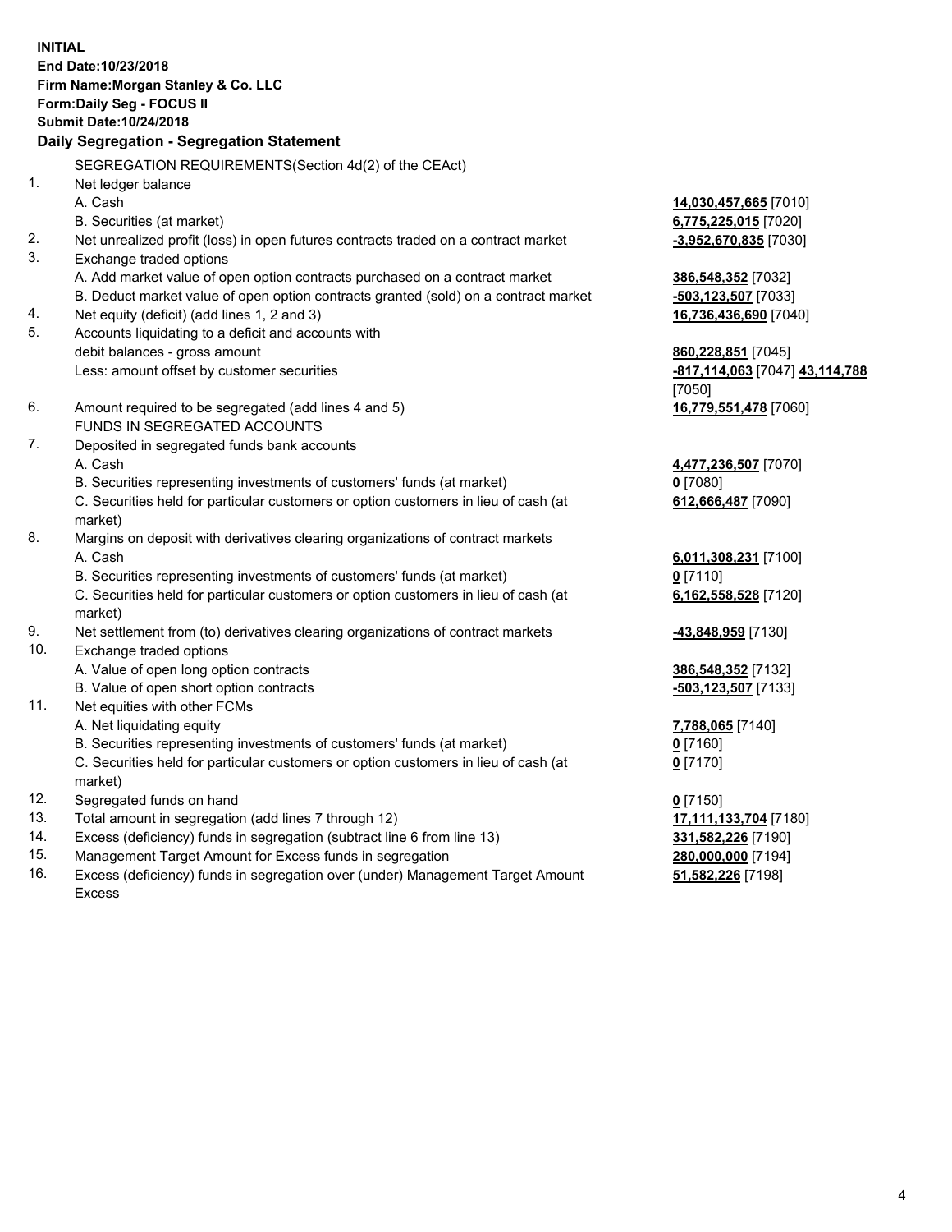**INITIAL**
**End Date:10/23/2018**
**Firm Name:Morgan Stanley & Co. LLC**
**Form:Daily Seg - FOCUS II**
**Submit Date:10/24/2018**

### Daily Segregation - Segregation Statement

SEGREGATION REQUIREMENTS(Section 4d(2) of the CEAct)

| | | |
|---|---|---|
| 1. | Net ledger balance | |
| | A. Cash | **14,030,457,665** [7010] |
| | B. Securities (at market) | **6,775,225,015** [7020] |
| 2. | Net unrealized profit (loss) in open futures contracts traded on a contract market | **-3,952,670,835** [7030] |
| 3. | Exchange traded options | |
| | A. Add market value of open option contracts purchased on a contract market | **386,548,352** [7032] |
| | B. Deduct market value of open option contracts granted (sold) on a contract market | **-503,123,507** [7033] |
| 4. | Net equity (deficit) (add lines 1, 2 and 3) | **16,736,436,690** [7040] |
| 5. | Accounts liquidating to a deficit and accounts with debit balances - gross amount | **860,228,851** [7045] |
| | Less: amount offset by customer securities | **-817,114,063** [7047] **43,114,788** [7050] |
| 6. | Amount required to be segregated (add lines 4 and 5) | **16,779,551,478** [7060] |
| | FUNDS IN SEGREGATED ACCOUNTS | |
| 7. | Deposited in segregated funds bank accounts | |
| | A. Cash | **4,477,236,507** [7070] |
| | B. Securities representing investments of customers' funds (at market) | **0** [7080] |
| | C. Securities held for particular customers or option customers in lieu of cash (at market) | **612,666,487** [7090] |
| 8. | Margins on deposit with derivatives clearing organizations of contract markets | |
| | A. Cash | **6,011,308,231** [7100] |
| | B. Securities representing investments of customers' funds (at market) | **0** [7110] |
| | C. Securities held for particular customers or option customers in lieu of cash (at market) | **6,162,558,528** [7120] |
| 9. | Net settlement from (to) derivatives clearing organizations of contract markets | **-43,848,959** [7130] |
| 10. | Exchange traded options | |
| | A. Value of open long option contracts | **386,548,352** [7132] |
| | B. Value of open short option contracts | **-503,123,507** [7133] |
| 11. | Net equities with other FCMs | |
| | A. Net liquidating equity | **7,788,065** [7140] |
| | B. Securities representing investments of customers' funds (at market) | **0** [7160] |
| | C. Securities held for particular customers or option customers in lieu of cash (at market) | **0** [7170] |
| 12. | Segregated funds on hand | **0** [7150] |
| 13. | Total amount in segregation (add lines 7 through 12) | **17,111,133,704** [7180] |
| 14. | Excess (deficiency) funds in segregation (subtract line 6 from line 13) | **331,582,226** [7190] |
| 15. | Management Target Amount for Excess funds in segregation | **280,000,000** [7194] |
| 16. | Excess (deficiency) funds in segregation over (under) Management Target Amount Excess | **51,582,226** [7198] |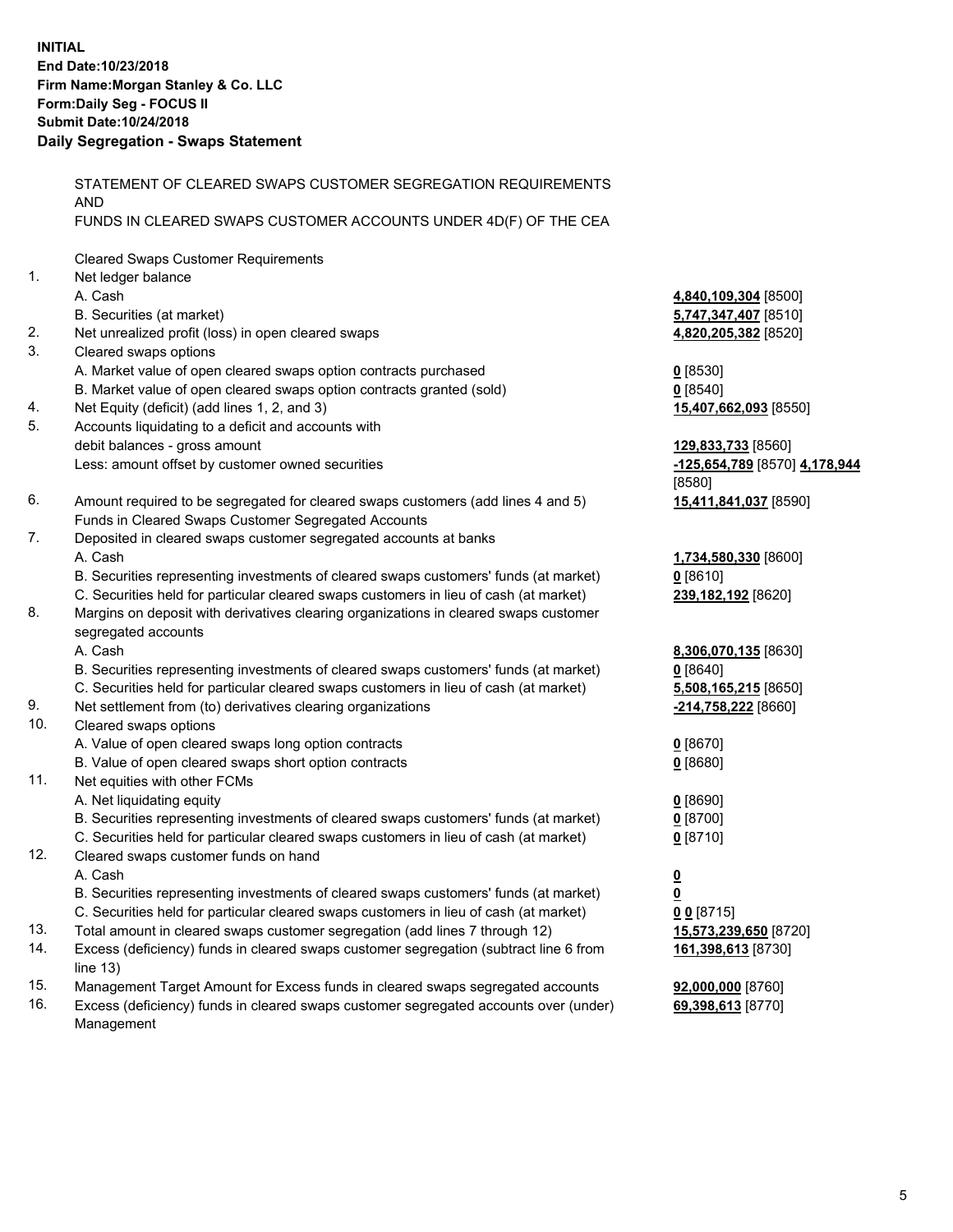**INITIAL**
**End Date:10/23/2018**
**Firm Name:Morgan Stanley & Co. LLC**
**Form:Daily Seg - FOCUS II**
**Submit Date:10/24/2018**
**Daily Segregation - Swaps Statement**

STATEMENT OF CLEARED SWAPS CUSTOMER SEGREGATION REQUIREMENTS AND FUNDS IN CLEARED SWAPS CUSTOMER ACCOUNTS UNDER 4D(F) OF THE CEA

| | | |
|---|---|---|
| | Cleared Swaps Customer Requirements | |
| 1. | Net ledger balance | |
| | A. Cash | **4,840,109,304** [8500] |
| | B. Securities (at market) | **5,747,347,407** [8510] |
| 2. | Net unrealized profit (loss) in open cleared swaps | **4,820,205,382** [8520] |
| 3. | Cleared swaps options | |
| | A. Market value of open cleared swaps option contracts purchased | **0** [8530] |
| | B. Market value of open cleared swaps option contracts granted (sold) | **0** [8540] |
| 4. | Net Equity (deficit) (add lines 1, 2, and 3) | **15,407,662,093** [8550] |
| 5. | Accounts liquidating to a deficit and accounts with debit balances - gross amount | **129,833,733** [8560] |
| | Less: amount offset by customer owned securities | **-125,654,789** [8570] **4,178,944** [8580] |
| 6. | Amount required to be segregated for cleared swaps customers (add lines 4 and 5) | **15,411,841,037** [8590] |
| | Funds in Cleared Swaps Customer Segregated Accounts | |
| 7. | Deposited in cleared swaps customer segregated accounts at banks | |
| | A. Cash | **1,734,580,330** [8600] |
| | B. Securities representing investments of cleared swaps customers' funds (at market) | **0** [8610] |
| | C. Securities held for particular cleared swaps customers in lieu of cash (at market) | **239,182,192** [8620] |
| 8. | Margins on deposit with derivatives clearing organizations in cleared swaps customer segregated accounts | |
| | A. Cash | **8,306,070,135** [8630] |
| | B. Securities representing investments of cleared swaps customers' funds (at market) | **0** [8640] |
| | C. Securities held for particular cleared swaps customers in lieu of cash (at market) | **5,508,165,215** [8650] |
| 9. | Net settlement from (to) derivatives clearing organizations | **-214,758,222** [8660] |
| 10. | Cleared swaps options | |
| | A. Value of open cleared swaps long option contracts | **0** [8670] |
| | B. Value of open cleared swaps short option contracts | **0** [8680] |
| 11. | Net equities with other FCMs | |
| | A. Net liquidating equity | **0** [8690] |
| | B. Securities representing investments of cleared swaps customers' funds (at market) | **0** [8700] |
| | C. Securities held for particular cleared swaps customers in lieu of cash (at market) | **0** [8710] |
| 12. | Cleared swaps customer funds on hand | |
| | A. Cash | **0** |
| | B. Securities representing investments of cleared swaps customers' funds (at market) | **0** |
| | C. Securities held for particular cleared swaps customers in lieu of cash (at market) | **0** **0** [8715] |
| 13. | Total amount in cleared swaps customer segregation (add lines 7 through 12) | **15,573,239,650** [8720] |
| 14. | Excess (deficiency) funds in cleared swaps customer segregation (subtract line 6 from line 13) | **161,398,613** [8730] |
| 15. | Management Target Amount for Excess funds in cleared swaps segregated accounts | **92,000,000** [8760] |
| 16. | Excess (deficiency) funds in cleared swaps customer segregated accounts over (under) Management | **69,398,613** [8770] |